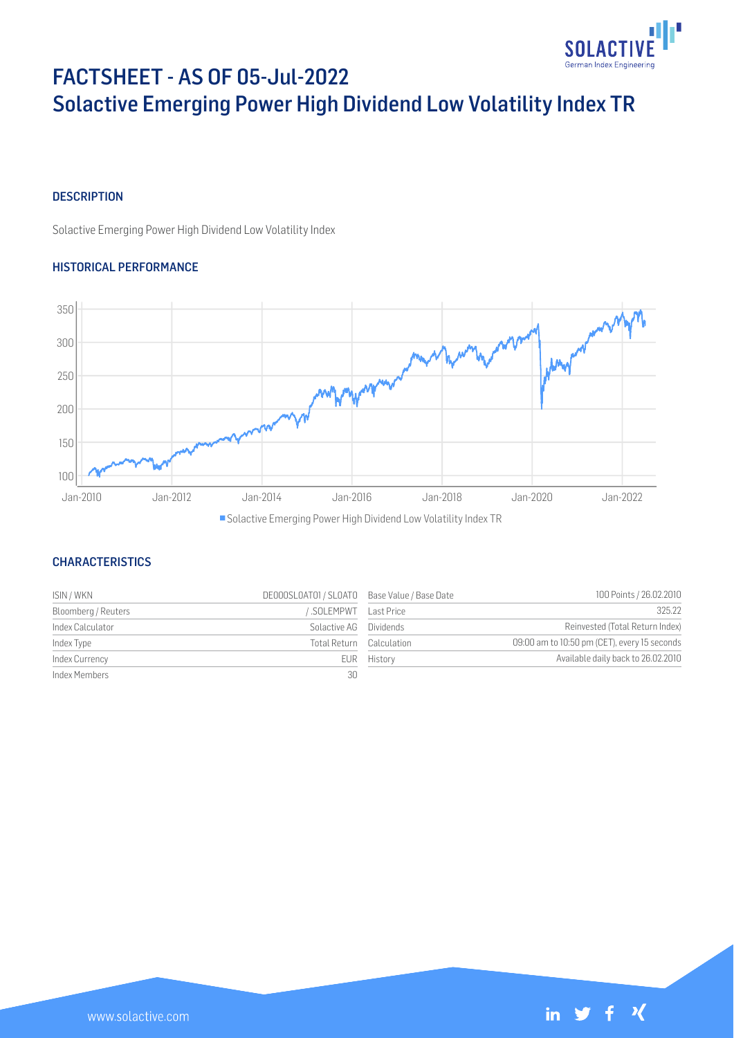# FACTSHEET - AS OF 05-Jul-2022
# Solactive Emerging Power High Dividend Low Volatility Index TR

## DESCRIPTION

Solactive Emerging Power High Dividend Low Volatility Index

## HISTORICAL PERFORMANCE

■ Solactive Emerging Power High Dividend Low Volatility Index TR

## CHARACTERISTICS

| | | | |
|---|---|---|---|
| ISIN / WKN | DE000SLOAT01 / SLOAT0 | Base Value / Base Date | 100 Points / 26.02.2010 |
| Bloomberg / Reuters | / .SOLEMPWT | Last Price | 325.22 |
| Index Calculator | Solactive AG | Dividends | Reinvested (Total Return Index) |
| Index Type | Total Return | Calculation | 09:00 am to 10:50 pm (CET), every 15 seconds |
| Index Currency | EUR | History | Available daily back to 26.02.2010 |
| Index Members | 30 | | |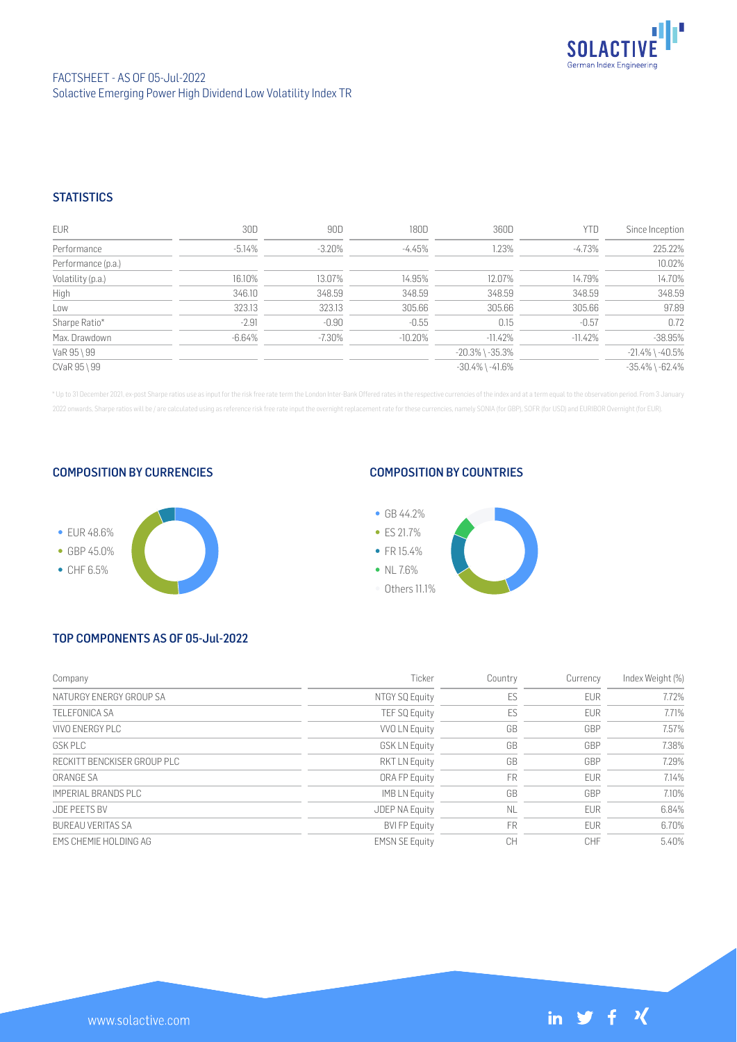FACTSHEET - AS OF 05-Jul-2022
Solactive Emerging Power High Dividend Low Volatility Index TR

## STATISTICS

| EUR | 30D | 90D | 180D | 360D | YTD | Since Inception |
|---|---|---|---|---|---|---|
| Performance | -5.14% | -3.20% | -4.45% | 1.23% | -4.73% | 225.22% |
| Performance (p.a.) | | | | | | 10.02% |
| Volatility (p.a.) | 16.10% | 13.07% | 14.95% | 12.07% | 14.79% | 14.70% |
| High | 346.10 | 348.59 | 348.59 | 348.59 | 348.59 | 348.59 |
| Low | 323.13 | 323.13 | 305.66 | 305.66 | 305.66 | 97.89 |
| Sharpe Ratio* | -2.91 | -0.90 | -0.55 | 0.15 | -0.57 | 0.72 |
| Max. Drawdown | -6.64% | -7.30% | -10.20% | -11.42% | -11.42% | -38.95% |
| VaR 95 \ 99 | | | | -20.3% \ -35.3% | | -21.4% \ -40.5% |
| CVaR 95 \ 99 | | | | -30.4% \ -41.6% | | -35.4% \ -62.4% |

\* Up to 31 December 2021, ex-post Sharpe ratios use as input for the risk free rate term the London Inter-Bank Offered rates in the respective currencies of the index and at a term equal to the observation period. From 3 January 2022 onwards, Sharpe ratios will be / are calculated using as reference risk free rate input the overnight replacement rate for these currencies, namely SONIA (for GBP), SOFR (for USD) and EURIBOR Overnight (for EUR).

## COMPOSITION BY CURRENCIES

- EUR 48.6%
- GBP 45.0%
- CHF 6.5%

## COMPOSITION BY COUNTRIES

- GB 44.2%
- ES 21.7%
- FR 15.4%
- NL 7.6%
- Others 11.1%

## TOP COMPONENTS AS OF 05-Jul-2022

| Company | Ticker | Country | Currency | Index Weight (%) |
|---|---|---|---|---|
| NATURGY ENERGY GROUP SA | NTGY SQ Equity | ES | EUR | 7.72% |
| TELEFONICA SA | TEF SQ Equity | ES | EUR | 7.71% |
| VIVO ENERGY PLC | VVO LN Equity | GB | GBP | 7.57% |
| GSK PLC | GSK LN Equity | GB | GBP | 7.38% |
| RECKITT BENCKISER GROUP PLC | RKT LN Equity | GB | GBP | 7.29% |
| ORANGE SA | ORA FP Equity | FR | EUR | 7.14% |
| IMPERIAL BRANDS PLC | IMB LN Equity | GB | GBP | 7.10% |
| JDE PEETS BV | JDEP NA Equity | NL | EUR | 6.84% |
| BUREAU VERITAS SA | BVI FP Equity | FR | EUR | 6.70% |
| EMS CHEMIE HOLDING AG | EMSN SE Equity | CH | CHF | 5.40% |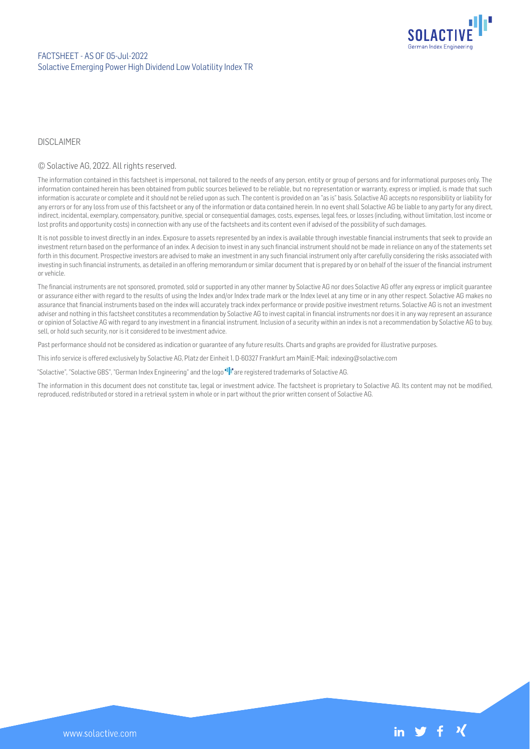## DISCLAIMER

© Solactive AG, 2022. All rights reserved.

The information contained in this factsheet is impersonal, not tailored to the needs of any person, entity or group of persons and for informational purposes only. The information contained herein has been obtained from public sources believed to be reliable, but no representation or warranty, express or implied, is made that such information is accurate or complete and it should not be relied upon as such. The content is provided on an "as is" basis. Solactive AG accepts no responsibility or liability for any errors or for any loss from use of this factsheet or any of the information or data contained herein. In no event shall Solactive AG be liable to any party for any direct, indirect, incidental, exemplary, compensatory, punitive, special or consequential damages, costs, expenses, legal fees, or losses (including, without limitation, lost income or lost profits and opportunity costs) in connection with any use of the factsheets and its content even if advised of the possibility of such damages.

It is not possible to invest directly in an index. Exposure to assets represented by an index is available through investable financial instruments that seek to provide an investment return based on the performance of an index. A decision to invest in any such financial instrument should not be made in reliance on any of the statements set forth in this document. Prospective investors are advised to make an investment in any such financial instrument only after carefully considering the risks associated with investing in such financial instruments, as detailed in an offering memorandum or similar document that is prepared by or on behalf of the issuer of the financial instrument or vehicle.

The financial instruments are not sponsored, promoted, sold or supported in any other manner by Solactive AG nor does Solactive AG offer any express or implicit guarantee or assurance either with regard to the results of using the Index and/or Index trade mark or the Index level at any time or in any other respect. Solactive AG makes no assurance that financial instruments based on the index will accurately track index performance or provide positive investment returns. Solactive AG is not an investment adviser and nothing in this factsheet constitutes a recommendation by Solactive AG to invest capital in financial instruments nor does it in any way represent an assurance or opinion of Solactive AG with regard to any investment in a financial instrument. Inclusion of a security within an index is not a recommendation by Solactive AG to buy, sell, or hold such security, nor is it considered to be investment advice.

Past performance should not be considered as indication or guarantee of any future results. Charts and graphs are provided for illustrative purposes.

This info service is offered exclusively by Solactive AG, Platz der Einheit 1, D-60327 Frankfurt am Main|E-Mail: indexing@solactive.com

"Solactive", "Solactive GBS", "German Index Engineering" and the logo are registered trademarks of Solactive AG.

The information in this document does not constitute tax, legal or investment advice. The factsheet is proprietary to Solactive AG. Its content may not be modified, reproduced, redistributed or stored in a retrieval system in whole or in part without the prior written consent of Solactive AG.